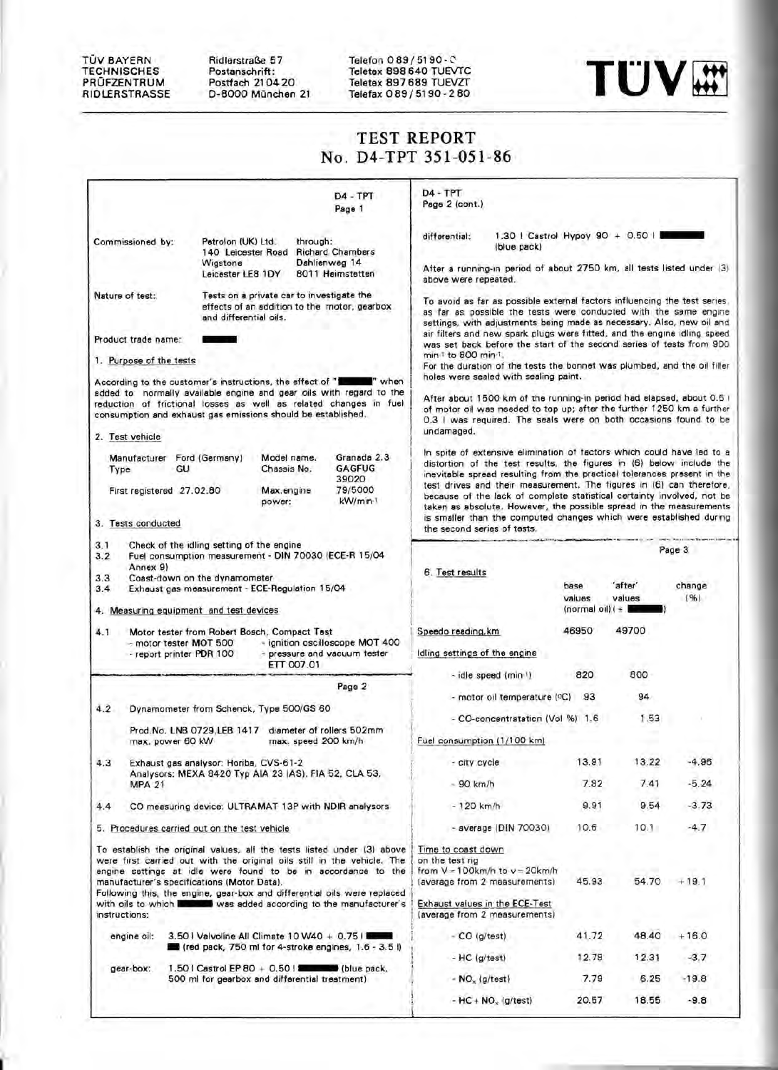TÜV BAYERN
TECHNISCHES
PRÜFZENTRUM
RIDLERSTRASSE

Ridlerstraße 57
Postanschrift:
Postfach 21 04 20
D-8000 München 21

Telefon 0 89 / 51 90 - 0
Teletex 898 640 TUEVTC
Teletex 897 689 TUEVZT
Telefax 0 89 / 51 90 - 2 80

TÜV

# TEST REPORT
## No. D4-TPT 351-051-86

D4 - TPT
Page 1

| | | |
|---|---|---|
| Commissioned by: | Petrolon (UK) Ltd.<br>140 Leicester Road<br>Wigstone<br>Leicester LE8 1DY | through:<br>Richard Chambers<br>Dahlienweg 14<br>8011 Heimstetten |

Nature of test: Tests on a private car to investigate the effects of an addition to the motor, gearbox and differential oils.

Product trade name: ■■■■

### 1. Purpose of the tests

According to the customer's instructions, the effect of "■■■■" when added to normally available engine and gear oils with regard to the reduction of frictional losses as well as related changes in fuel consumption and exhaust gas emissions should be established.

### 2. Test vehicle

| | | | |
|---|---|---|---|
| Manufacturer | Ford (Germany) | Model name. | Granada 2.3 |
| Type | GU | Chassis No. | GAGFUG 39020 |
| First registered | 27.02.80 | Max.engine power: | 79/5000 kW/min$^{-1}$ |

### 3. Tests conducted

3.1 Check of the idling setting of the engine
3.2 Fuel consumption measurement - DIN 70030 (ECE-R 15/04 Annex 9)
3.3 Coast-down on the dynamometer
3.4 Exhaust gas measurement - ECE-Regulation 15/04

### 4. Measuring equipment and test devices

4.1 Motor tester from Robert Bosch, Compact Test
- motor tester MOT 500
- ignition oscilloscope MOT 400
- report printer PDR 100
- pressure and vacuum tester ETT 007.01

Page 2

4.2 Dynamometer from Schenck, Type 500/GS 60

Prod.No. LNB 0729,LEB 1417 diameter of rollers 502mm
max. power 60 kW max. speed 200 km/h

4.3 Exhaust gas analysor: Horiba, CVS-61-2
Analysors: MEXA 8420 Typ AIA 23 (AS), FIA 52, CLA 53, MPA 21

4.4 CO measuring device: ULTRAMAT 13P with NDIR analysors

### 5. Procedures carried out on the test vehicle

To establish the original values, all the tests listed under (3) above were first carried out with the original oils still in the vehicle. The engine settings at idle were found to be in accordance to the manufacturer's specifications (Motor Data).
Following this, the engine, gear-box and differential oils were replaced with oils to which ■■■■ was added according to the manufacturer's instructions:

engine oil: 3.50 l Valvoline All Climate 10 W40 + 0.75 l ■■■■ (red pack, 750 ml for 4-stroke engines, 1.6 - 3.5 l)

gear-box: 1.50 l Castrol EP 80 + 0.50 l ■■■■ (blue pack, 500 ml for gearbox and differential treatment)

D4 - TPT
Page 2 (cont.)

differential: 1.30 l Castrol Hypoy 90 + 0.50 l ■■■■ (blue pack)

After a running-in period of about 2750 km, all tests listed under (3) above were repeated.

To avoid as far as possible external factors influencing the test series, as far as possible the tests were conducted with the same engine settings, with adjustments being made as necessary. Also, new oil and air filters and new spark plugs were fitted, and the engine idling speed was set back before the start of the second series of tests from 900 min$^{-1}$ to 800 min$^{-1}$.
For the duration of the tests the bonnet was plumbed, and the oil filler holes were sealed with sealing paint.

After about 1500 km of the running-in period had elapsed, about 0.5 l of motor oil was needed to top up; after the further 1250 km a further 0.3 l was required. The seals were on both occasions found to be undamaged.

In spite of extensive elimination of factors which could have led to a distortion of the test results, the figures in (6) below include the inevitable spread resulting from the practical tolerances present in the test drives and their measurement. The figures in (6) can therefore, because of the lack of complete statistical certainty involved, not be taken as absolute. However, the possible spread in the measurements is smaller than the computed changes which were established during the second series of tests.

Page 3

### 6. Test results

| | base values (normal oil) | 'after' values (+ ■■■■) | change (%) |
|---|---|---|---|
| Speedo reading,km | 46950 | 49700 | |
| **Idling settings of the engine** | | | |
| - idle speed (min$^{-1}$) | 820 | 800 | |
| - motor oil temperature (°C) | 93 | 94 | |
| - CO-concentratation (Vol %) | 1.6 | 1.53 | |
| **Fuel consumption (l/100 km)** | | | |
| - city cycle | 13.91 | 13.22 | -4.96 |
| - 90 km/h | 7.82 | 7.41 | -5.24 |
| - 120 km/h | 9.91 | 9.54 | -3.73 |
| - average (DIN 70030) | 10.6 | 10.1 | -4.7 |
| **Time to coast down** on the test rig from V = 100km/h to v = 20km/h (average from 2 measurements) | 45.93 | 54.70 | +19.1 |
| **Exhaust values in the ECE-Test** (average from 2 measurements) | | | |
| - CO (g/test) | 41.72 | 48.40 | +16.0 |
| - HC (g/test) | 12.78 | 12.31 | -3.7 |
| - $NO_x$ (g/test) | 7.79 | 6.25 | -19.8 |
| - HC + $NO_x$ (g/test) | 20.57 | 18.55 | -9.8 |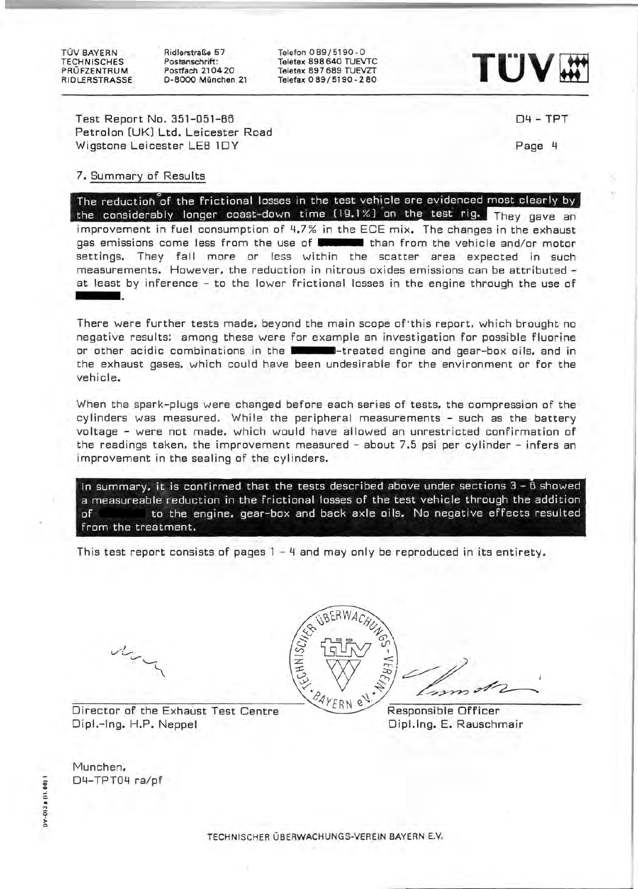TÜV BAYERN
TECHNISCHES
PRÜFZENTRUM
RIDLERSTRASSE

Ridlerstraße 57
Postanschrift:
Postfach 210420
D-8000 München 21

Telefon 089/5190-0
Teletex 898640 TUEVTC
Teletex 897689 TUEVZT
Telefax 089/5190-280

Test Report No. 351-051-86
Petrolon (UK) Ltd. Leicester Road
Wigstone Leicester LE8 1DY

D4 - TPT

## 7. Summary of Results

The reduction of the frictional losses in the test vehicle are evidenced most clearly by the considerably longer coast-down time (19.1%) on the test rig. They gave an improvement in fuel consumption of 4.7% in the ECE mix. The changes in the exhaust gas emissions come less from the use of ██████ than from the vehicle and/or motor settings. They fall more or less within the scatter area expected in such measurements. However, the reduction in nitrous oxides emissions can be attributed - at least by inference - to the lower frictional losses in the engine through the use of ██████.

There were further tests made, beyond the main scope of this report, which brought no negative results; among these were for example an investigation for possible fluorine or other acidic combinations in the ██████-treated engine and gear-box oils, and in the exhaust gases, which could have been undesirable for the environment or for the vehicle.

When the spark-plugs were changed before each series of tests, the compression of the cylinders was measured. While the peripheral measurements - such as the battery voltage - were not made, which would have allowed an unrestricted confirmation of the readings taken, the improvement measured - about 7.5 psi per cylinder - infers an improvement in the sealing of the cylinders.

In summary, it is confirmed that the tests described above under sections 3 - 6 showed a measureable reduction in the frictional losses of the test vehicle through the addition of ██████ to the engine, gear-box and back axle oils. No negative effects resulted from the treatment.

This test report consists of pages 1 - 4 and may only be reproduced in its entirety.

Director of the Exhaust Test Centre
Dipl.-Ing. H.P. Neppel

Responsible Officer
Dipl.Ing. E. Rauschmair

Munchen,
D4-TPT04 ra/pf

TECHNISCHER ÜBERWACHUNGS-VEREIN BAYERN E.V.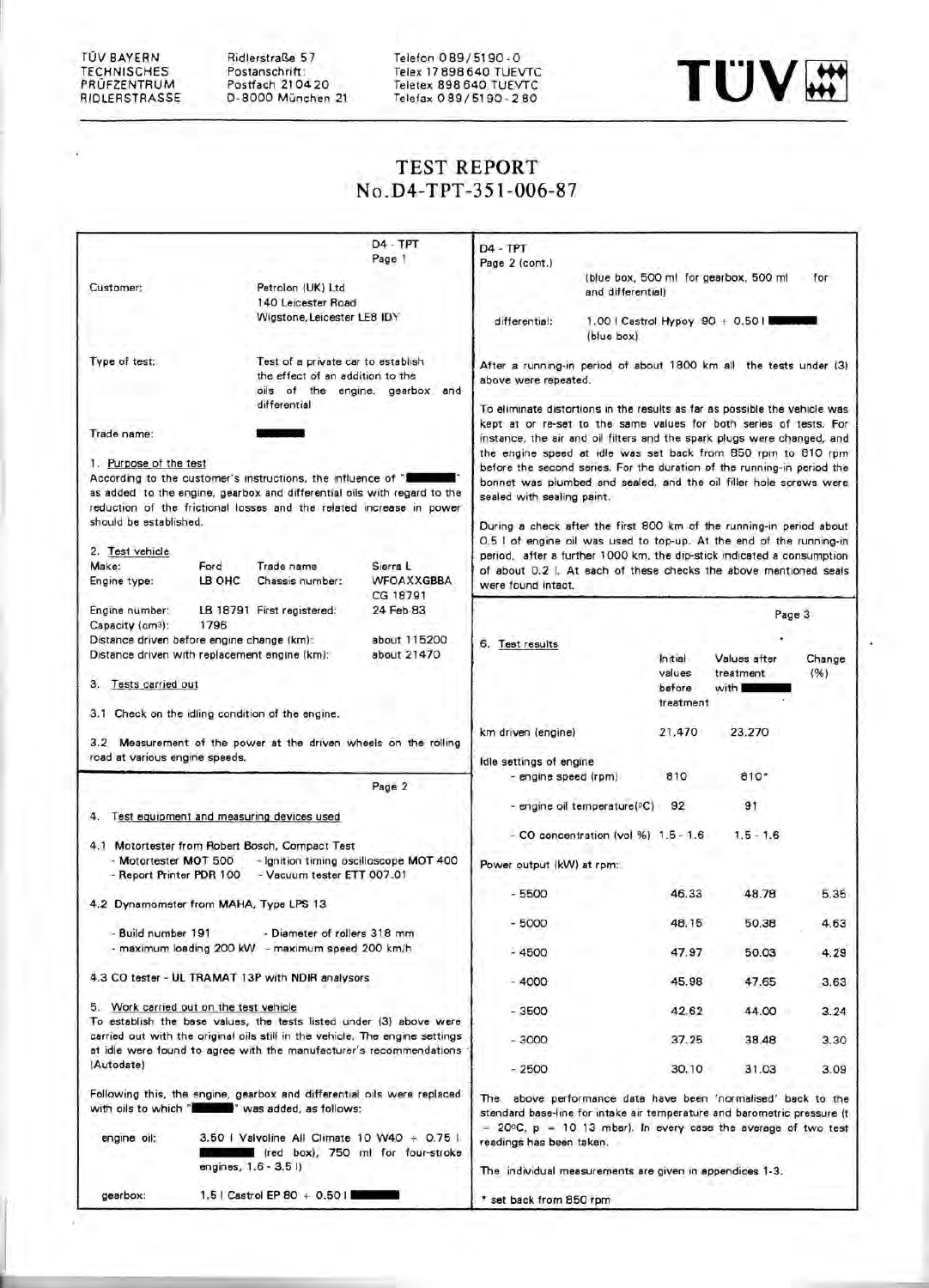TÜV BAYERN
TECHNISCHES
PRÜFZENTRUM
RIDLERSTRASSE

Ridlerstraße 57
Postanschrift:
Postfach 21 04 20
D-8000 München 21

Telefon 089/5190-0
Telex 17 898 640 TUEVTC
Teletex 898 640 TUEVTC
Telefax 089/5190-280

TÜV

# TEST REPORT
# No.D4-TPT-351-006-87

D4 - TPT
Page 1

Customer: Petrolon (UK) Ltd
140 Leicester Road
Wigstone, Leicester LE8 1DY

Type of test: Test of a private car to establish the effect of an addition to the oils of the engine, gearbox and differential

Trade name: ██████

## 1. Purpose of the test

According to the customer's instructions, the influence of "██████" as added to the engine, gearbox and differential oils with regard to the reduction of the frictional losses and the related increase in power should be established.

## 2. Test vehicle

| | | | |
|---|---|---|---|
| Make: | Ford | Trade name | Sierra L |
| Engine type: | LB OHC | Chassis number: | WFOAXXGBBA CG 18791 |
| Engine number: | LB 18791 | First registered: | 24 Feb 83 |
| Capacity (cm³): | 1796 | | |

Distance driven before engine change (km): about 115200
Distance driven with replacement engine (km): about 21470

## 3. Tests carried out

3.1 Check on the idling condition of the engine.

3.2 Measurement of the power at the driven wheels on the rolling road at various engine speeds.

Page 2

## 4. Test equipment and measuring devices used

4.1 Motortester from Robert Bosch, Compact Test
- Motortester MOT 500 - Ignition timing oscilloscope MOT 400
- Report Printer PDR 100 - Vacuum tester ETT 007.01

4.2 Dynamometer from MAHA, Type LPS 13
- Build number 191 - Diameter of rollers 318 mm
- maximum loading 200 kW - maximum speed 200 km/h

4.3 CO tester - UL TRAMAT 13P with NDIR analysors

## 5. Work carried out on the test vehicle

To establish the base values, the tests listed under (3) above were carried out with the original oils still in the vehicle. The engine settings at idle were found to agree with the manufacturer's recommendations (Autodate)

Following this, the engine, gearbox and differential oils were replaced with oils to which "██████" was added, as follows:

engine oil: 3.50 l Valvoline All Climate 10 W40 + 0.75 l ██████ (red box), 750 ml for four-stroke engines, 1.6 - 3.5 l)

gearbox: 1.5 l Castrol EP 80 + 0.50 l ██████

D4 - TPT
Page 2 (cont.)

(blue box, 500 ml for gearbox, 500 ml for and differential)

differential: 1.00 l Castrol Hypoy 90 + 0.50 l ██████ (blue box)

After a running-in period of about 1800 km all the tests under (3) above were repeated.

To eliminate distortions in the results as far as possible the vehicle was kept at or re-set to the same values for both series of tests. For instance, the air and oil filters and the spark plugs were changed, and the engine speed at idle was set back from 850 rpm to 810 rpm before the second series. For the duration of the running-in period the bonnet was plumbed and sealed, and the oil filler hole screws were sealed with sealing paint.

During a check after the first 800 km of the running-in period about 0.5 l of engine oil was used to top-up. At the end of the running-in period, after a further 1000 km, the dip-stick indicated a consumption of about 0.2 l. At each of these checks the above mentioned seals were found intact.

Page 3

## 6. Test results

| | Initial values before treatment | Values after treatment with ██████ | Change (%) |
|---|---|---|---|
| km driven (engine) | 21,470 | 23,270 | |
| Idle settings of engine | | | |
| - engine speed (rpm) | 810 | 810* | |
| - engine oil temperature(°C) | 92 | 91 | |
| - CO concentration (vol %) | 1.5 - 1.6 | 1.5 - 1.6 | |
| Power output (kW) at rpm: | | | |
| - 5500 | 46.33 | 48.78 | 5.35 |
| - 5000 | 48.15 | 50.38 | 4.63 |
| - 4500 | 47.97 | 50.03 | 4.29 |
| - 4000 | 45.98 | 47.65 | 3.63 |
| - 3500 | 42.62 | 44.00 | 3.24 |
| - 3000 | 37.25 | 38.48 | 3.30 |
| - 2500 | 30.10 | 31.03 | 3.09 |

The above performance data have been 'normalised' back to the standard base-line for intake air temperature and barometric pressure (t = 20°C, p = 10 13 mbar). In every case the average of two test readings has been taken.

The individual measurements are given in appendices 1-3.

* set back from 850 rpm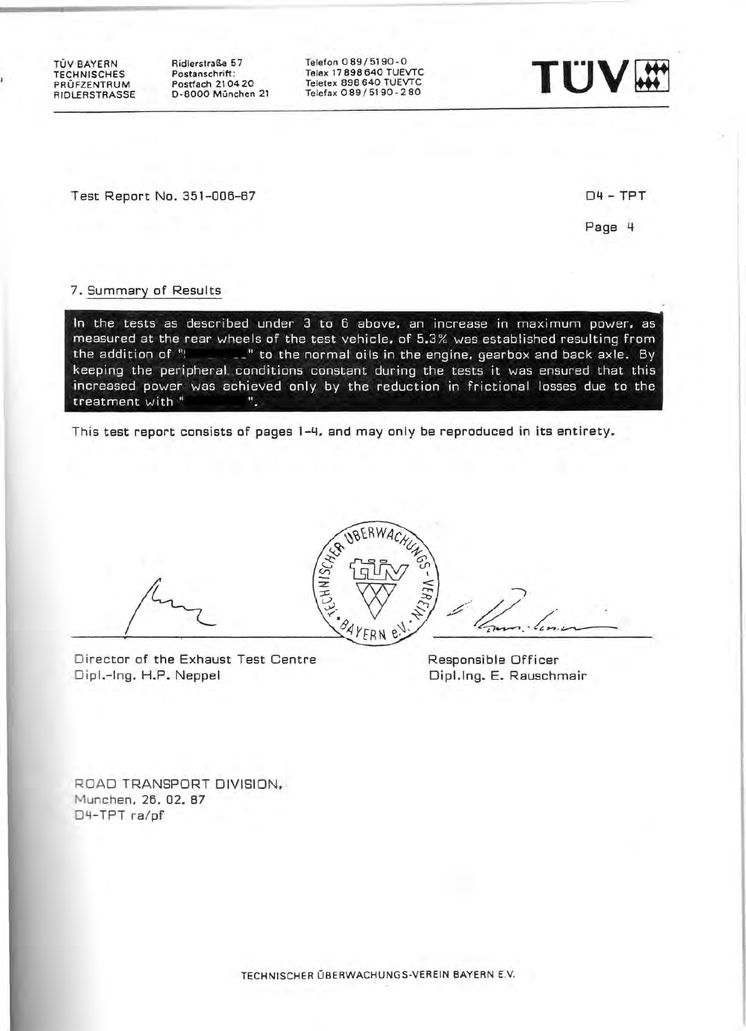TÜV BAYERN
TECHNISCHES
PRÜFZENTRUM
RIDLERSTRASSE

Ridlerstraße 57
Postanschrift:
Postfach 21 04 20
D-8000 München 21

Telefon 0 89 / 51 90 - 0
Telex 17 898 640 TUEVTC
Teletex 898 640 TUEVTC
Telefax 0 89 / 51 90 - 2 80

TÜV

Test Report No. 351-006-87

D4 - TPT

## 7. Summary of Results

In the tests as described under 3 to 6 above, an increase in maximum power, as measured at the rear wheels of the test vehicle, of 5.3% was established resulting from the addition of "[redacted]" to the normal oils in the engine, gearbox and back axle. By keeping the peripheral conditions constant during the tests it was ensured that this increased power was achieved only by the reduction in frictional losses due to the treatment with "[redacted]".

**This test report consists of pages 1-4, and may only be reproduced in its entirety.**

Director of the Exhaust Test Centre
Dipl.-Ing. H.P. Neppel

Responsible Officer
Dipl.Ing. E. Rauschmair

ROAD TRANSPORT DIVISION,
Munchen, 26. 02. 87
D4-TPT ra/pf

TECHNISCHER ÜBERWACHUNGS-VEREIN BAYERN E.V.